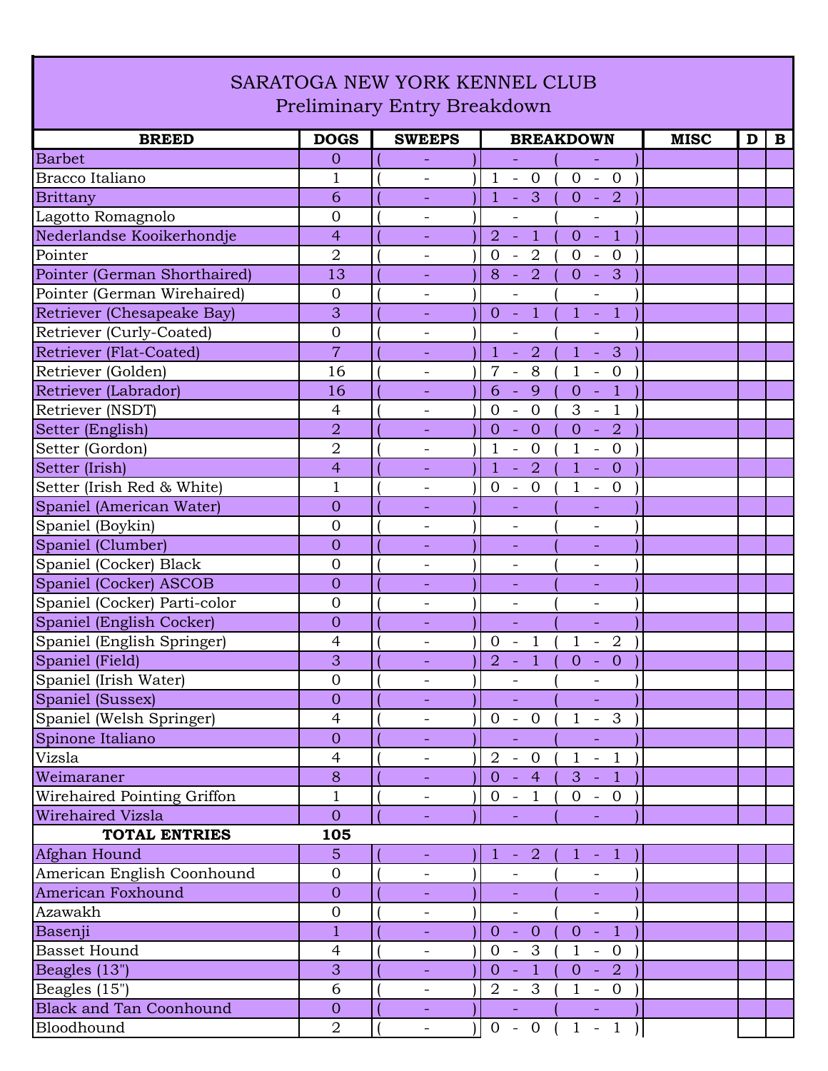# SARATOGA NEW YORK KENNEL CLUB

## Preliminary Entry Breakdown

| BREED | DOGS | SWEEPS | BREAKDOWN | MISC | D | B |
|---|---|---|---|---|---|---|
| Barbet | 0 | ( - ) | - ( - ) | | | |
| Bracco Italiano | 1 | ( - ) | 1 - 0 ( 0 - 0 ) | | | |
| Brittany | 6 | ( - ) | 1 - 3 ( 0 - 2 ) | | | |
| Lagotto Romagnolo | 0 | ( - ) | - ( - ) | | | |
| Nederlandse Kooikerhondje | 4 | ( - ) | 2 - 1 ( 0 - 1 ) | | | |
| Pointer | 2 | ( - ) | 0 - 2 ( 0 - 0 ) | | | |
| Pointer (German Shorthaired) | 13 | ( - ) | 8 - 2 ( 0 - 3 ) | | | |
| Pointer (German Wirehaired) | 0 | ( - ) | - ( - ) | | | |
| Retriever (Chesapeake Bay) | 3 | ( - ) | 0 - 1 ( 1 - 1 ) | | | |
| Retriever (Curly-Coated) | 0 | ( - ) | - ( - ) | | | |
| Retriever (Flat-Coated) | 7 | ( - ) | 1 - 2 ( 1 - 3 ) | | | |
| Retriever (Golden) | 16 | ( - ) | 7 - 8 ( 1 - 0 ) | | | |
| Retriever (Labrador) | 16 | ( - ) | 6 - 9 ( 0 - 1 ) | | | |
| Retriever (NSDT) | 4 | ( - ) | 0 - 0 ( 3 - 1 ) | | | |
| Setter (English) | 2 | ( - ) | 0 - 0 ( 0 - 2 ) | | | |
| Setter (Gordon) | 2 | ( - ) | 1 - 0 ( 1 - 0 ) | | | |
| Setter (Irish) | 4 | ( - ) | 1 - 2 ( 1 - 0 ) | | | |
| Setter (Irish Red & White) | 1 | ( - ) | 0 - 0 ( 1 - 0 ) | | | |
| Spaniel (American Water) | 0 | ( - ) | - ( - ) | | | |
| Spaniel (Boykin) | 0 | ( - ) | - ( - ) | | | |
| Spaniel (Clumber) | 0 | ( - ) | - ( - ) | | | |
| Spaniel (Cocker) Black | 0 | ( - ) | - ( - ) | | | |
| Spaniel (Cocker) ASCOB | 0 | ( - ) | - ( - ) | | | |
| Spaniel (Cocker) Parti-color | 0 | ( - ) | - ( - ) | | | |
| Spaniel (English Cocker) | 0 | ( - ) | - ( - ) | | | |
| Spaniel (English Springer) | 4 | ( - ) | 0 - 1 ( 1 - 2 ) | | | |
| Spaniel (Field) | 3 | ( - ) | 2 - 1 ( 0 - 0 ) | | | |
| Spaniel (Irish Water) | 0 | ( - ) | - ( - ) | | | |
| Spaniel (Sussex) | 0 | ( - ) | - ( - ) | | | |
| Spaniel (Welsh Springer) | 4 | ( - ) | 0 - 0 ( 1 - 3 ) | | | |
| Spinone Italiano | 0 | ( - ) | - ( - ) | | | |
| Vizsla | 4 | ( - ) | 2 - 0 ( 1 - 1 ) | | | |
| Weimaraner | 8 | ( - ) | 0 - 4 ( 3 - 1 ) | | | |
| Wirehaired Pointing Griffon | 1 | ( - ) | 0 - 1 ( 0 - 0 ) | | | |
| Wirehaired Vizsla | 0 | ( - ) | - ( - ) | | | |
| **TOTAL ENTRIES** | **105** | | | | | |
| Afghan Hound | 5 | ( - ) | 1 - 2 ( 1 - 1 ) | | | |
| American English Coonhound | 0 | ( - ) | - ( - ) | | | |
| American Foxhound | 0 | ( - ) | - ( - ) | | | |
| Azawakh | 0 | ( - ) | - ( - ) | | | |
| Basenji | 1 | ( - ) | 0 - 0 ( 0 - 1 ) | | | |
| Basset Hound | 4 | ( - ) | 0 - 3 ( 1 - 0 ) | | | |
| Beagles (13") | 3 | ( - ) | 0 - 1 ( 0 - 2 ) | | | |
| Beagles (15") | 6 | ( - ) | 2 - 3 ( 1 - 0 ) | | | |
| Black and Tan Coonhound | 0 | ( - ) | - ( - ) | | | |
| Bloodhound | 2 | ( - ) | 0 - 0 ( 1 - 1 ) | | | |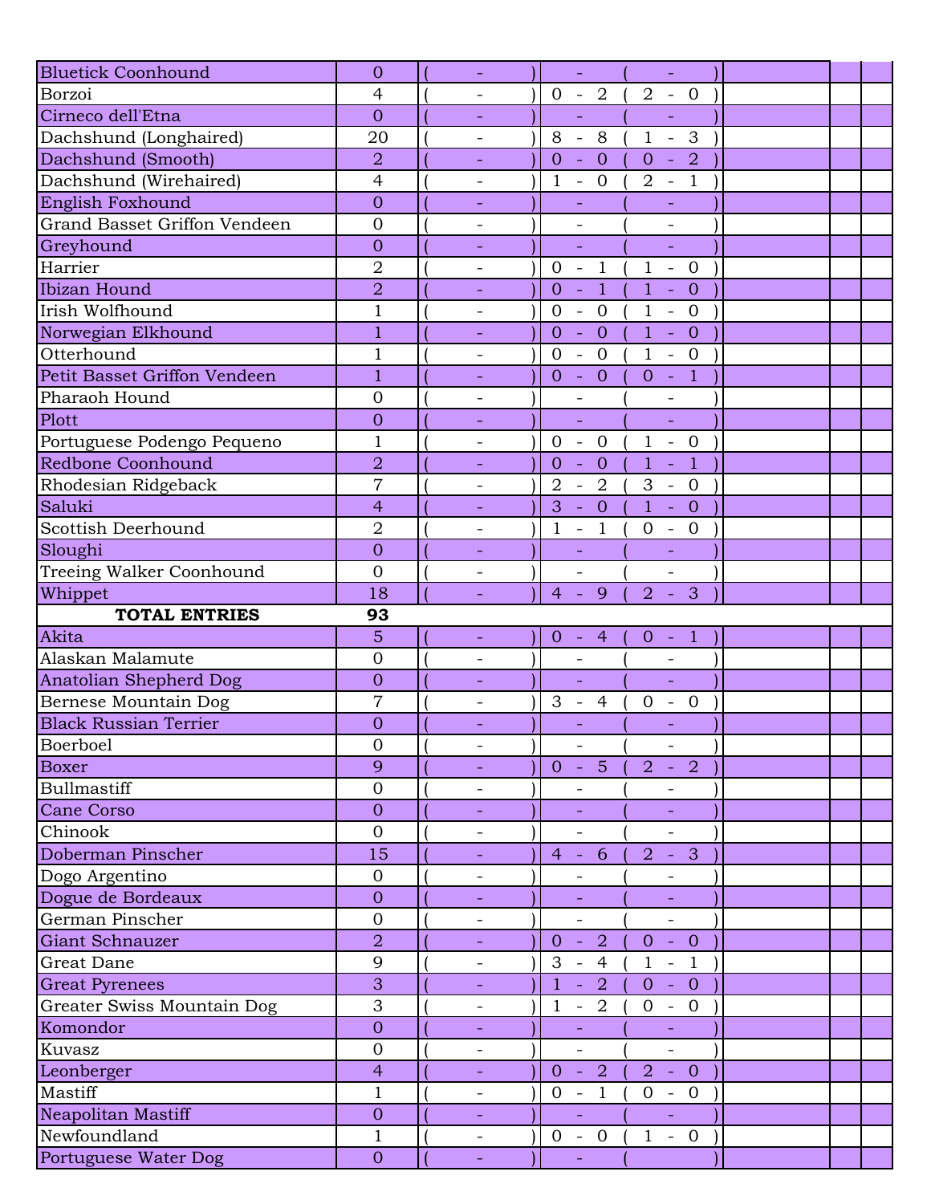| Breed | Entries | | Classes | | | |
|---|---|---|---|---|---|---|
| Bluetick Coonhound | 0 | ( - ) | - | ( - ) | | |
| Borzoi | 4 | ( - ) | 0 - 2 | ( 2 - 0 ) | | |
| Cirneco dell'Etna | 0 | ( - ) | - | ( - ) | | |
| Dachshund (Longhaired) | 20 | ( - ) | 8 - 8 | ( 1 - 3 ) | | |
| Dachshund (Smooth) | 2 | ( - ) | 0 - 0 | ( 0 - 2 ) | | |
| Dachshund (Wirehaired) | 4 | ( - ) | 1 - 0 | ( 2 - 1 ) | | |
| English Foxhound | 0 | ( - ) | - | ( - ) | | |
| Grand Basset Griffon Vendeen | 0 | ( - ) | - | ( - ) | | |
| Greyhound | 0 | ( - ) | - | ( - ) | | |
| Harrier | 2 | ( - ) | 0 - 1 | ( 1 - 0 ) | | |
| Ibizan Hound | 2 | ( - ) | 0 - 1 | ( 1 - 0 ) | | |
| Irish Wolfhound | 1 | ( - ) | 0 - 0 | ( 1 - 0 ) | | |
| Norwegian Elkhound | 1 | ( - ) | 0 - 0 | ( 1 - 0 ) | | |
| Otterhound | 1 | ( - ) | 0 - 0 | ( 1 - 0 ) | | |
| Petit Basset Griffon Vendeen | 1 | ( - ) | 0 - 0 | ( 0 - 1 ) | | |
| Pharaoh Hound | 0 | ( - ) | - | ( - ) | | |
| Plott | 0 | ( - ) | - | ( - ) | | |
| Portuguese Podengo Pequeno | 1 | ( - ) | 0 - 0 | ( 1 - 0 ) | | |
| Redbone Coonhound | 2 | ( - ) | 0 - 0 | ( 1 - 1 ) | | |
| Rhodesian Ridgeback | 7 | ( - ) | 2 - 2 | ( 3 - 0 ) | | |
| Saluki | 4 | ( - ) | 3 - 0 | ( 1 - 0 ) | | |
| Scottish Deerhound | 2 | ( - ) | 1 - 1 | ( 0 - 0 ) | | |
| Sloughi | 0 | ( - ) | - | ( - ) | | |
| Treeing Walker Coonhound | 0 | ( - ) | - | ( - ) | | |
| Whippet | 18 | ( - ) | 4 - 9 | ( 2 - 3 ) | | |
| **TOTAL ENTRIES** | **93** | | | | | |
| Akita | 5 | ( - ) | 0 - 4 | ( 0 - 1 ) | | |
| Alaskan Malamute | 0 | ( - ) | - | ( - ) | | |
| Anatolian Shepherd Dog | 0 | ( - ) | - | ( - ) | | |
| Bernese Mountain Dog | 7 | ( - ) | 3 - 4 | ( 0 - 0 ) | | |
| Black Russian Terrier | 0 | ( - ) | - | ( - ) | | |
| Boerboel | 0 | ( - ) | - | ( - ) | | |
| Boxer | 9 | ( - ) | 0 - 5 | ( 2 - 2 ) | | |
| Bullmastiff | 0 | ( - ) | - | ( - ) | | |
| Cane Corso | 0 | ( - ) | - | ( - ) | | |
| Chinook | 0 | ( - ) | - | ( - ) | | |
| Doberman Pinscher | 15 | ( - ) | 4 - 6 | ( 2 - 3 ) | | |
| Dogo Argentino | 0 | ( - ) | - | ( - ) | | |
| Dogue de Bordeaux | 0 | ( - ) | - | ( - ) | | |
| German Pinscher | 0 | ( - ) | - | ( - ) | | |
| Giant Schnauzer | 2 | ( - ) | 0 - 2 | ( 0 - 0 ) | | |
| Great Dane | 9 | ( - ) | 3 - 4 | ( 1 - 1 ) | | |
| Great Pyrenees | 3 | ( - ) | 1 - 2 | ( 0 - 0 ) | | |
| Greater Swiss Mountain Dog | 3 | ( - ) | 1 - 2 | ( 0 - 0 ) | | |
| Komondor | 0 | ( - ) | - | ( - ) | | |
| Kuvasz | 0 | ( - ) | - | ( - ) | | |
| Leonberger | 4 | ( - ) | 0 - 2 | ( 2 - 0 ) | | |
| Mastiff | 1 | ( - ) | 0 - 1 | ( 0 - 0 ) | | |
| Neapolitan Mastiff | 0 | ( - ) | - | ( - ) | | |
| Newfoundland | 1 | ( - ) | 0 - 0 | ( 1 - 0 ) | | |
| Portuguese Water Dog | 0 | ( - ) | - | ( ) | | |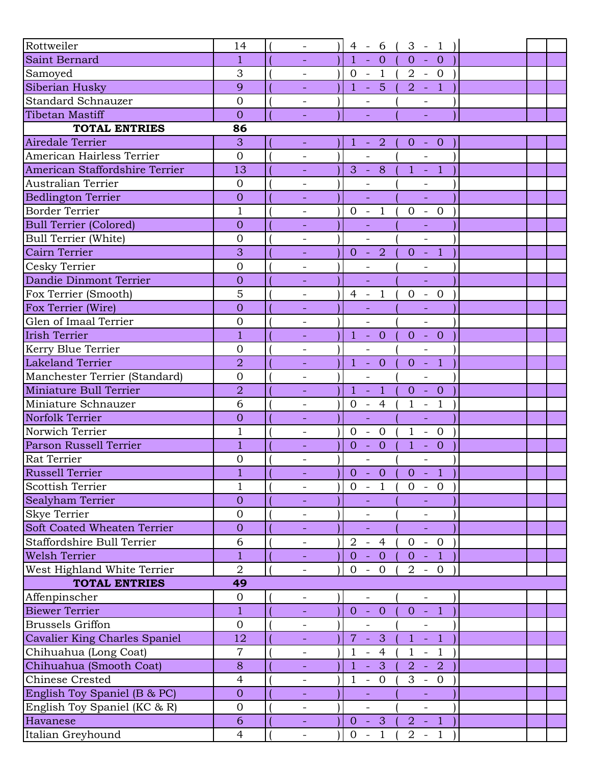| Breed | Entries | ( - ) | Results | | |
|---|---|---|---|---|---|
| Rottweiler | 14 | ( - ) | 4 - 6 ( 3 - 1 ) | | |
| Saint Bernard | 1 | ( - ) | 1 - 0 ( 0 - 0 ) | | |
| Samoyed | 3 | ( - ) | 0 - 1 ( 2 - 0 ) | | |
| Siberian Husky | 9 | ( - ) | 1 - 5 ( 2 - 1 ) | | |
| Standard Schnauzer | 0 | ( - ) | - ( - ) | | |
| Tibetan Mastiff | 0 | ( - ) | - ( - ) | | |
| **TOTAL ENTRIES** | **86** | | | | |
| Airedale Terrier | 3 | ( - ) | 1 - 2 ( 0 - 0 ) | | |
| American Hairless Terrier | 0 | ( - ) | - ( - ) | | |
| American Staffordshire Terrier | 13 | ( - ) | 3 - 8 ( 1 - 1 ) | | |
| Australian Terrier | 0 | ( - ) | - ( - ) | | |
| Bedlington Terrier | 0 | ( - ) | - ( - ) | | |
| Border Terrier | 1 | ( - ) | 0 - 1 ( 0 - 0 ) | | |
| Bull Terrier (Colored) | 0 | ( - ) | - ( - ) | | |
| Bull Terrier (White) | 0 | ( - ) | - ( - ) | | |
| Cairn Terrier | 3 | ( - ) | 0 - 2 ( 0 - 1 ) | | |
| Cesky Terrier | 0 | ( - ) | - ( - ) | | |
| Dandie Dinmont Terrier | 0 | ( - ) | - ( - ) | | |
| Fox Terrier (Smooth) | 5 | ( - ) | 4 - 1 ( 0 - 0 ) | | |
| Fox Terrier (Wire) | 0 | ( - ) | - ( - ) | | |
| Glen of Imaal Terrier | 0 | ( - ) | - ( - ) | | |
| Irish Terrier | 1 | ( - ) | 1 - 0 ( 0 - 0 ) | | |
| Kerry Blue Terrier | 0 | ( - ) | - ( - ) | | |
| Lakeland Terrier | 2 | ( - ) | 1 - 0 ( 0 - 1 ) | | |
| Manchester Terrier (Standard) | 0 | ( - ) | - ( - ) | | |
| Miniature Bull Terrier | 2 | ( - ) | 1 - 1 ( 0 - 0 ) | | |
| Miniature Schnauzer | 6 | ( - ) | 0 - 4 ( 1 - 1 ) | | |
| Norfolk Terrier | 0 | ( - ) | - ( - ) | | |
| Norwich Terrier | 1 | ( - ) | 0 - 0 ( 1 - 0 ) | | |
| Parson Russell Terrier | 1 | ( - ) | 0 - 0 ( 1 - 0 ) | | |
| Rat Terrier | 0 | ( - ) | - ( - ) | | |
| Russell Terrier | 1 | ( - ) | 0 - 0 ( 0 - 1 ) | | |
| Scottish Terrier | 1 | ( - ) | 0 - 1 ( 0 - 0 ) | | |
| Sealyham Terrier | 0 | ( - ) | - ( - ) | | |
| Skye Terrier | 0 | ( - ) | - ( - ) | | |
| Soft Coated Wheaten Terrier | 0 | ( - ) | - ( - ) | | |
| Staffordshire Bull Terrier | 6 | ( - ) | 2 - 4 ( 0 - 0 ) | | |
| Welsh Terrier | 1 | ( - ) | 0 - 0 ( 0 - 1 ) | | |
| West Highland White Terrier | 2 | ( - ) | 0 - 0 ( 2 - 0 ) | | |
| **TOTAL ENTRIES** | **49** | | | | |
| Affenpinscher | 0 | ( - ) | - ( - ) | | |
| Biewer Terrier | 1 | ( - ) | 0 - 0 ( 0 - 1 ) | | |
| Brussels Griffon | 0 | ( - ) | - ( - ) | | |
| Cavalier King Charles Spaniel | 12 | ( - ) | 7 - 3 ( 1 - 1 ) | | |
| Chihuahua (Long Coat) | 7 | ( - ) | 1 - 4 ( 1 - 1 ) | | |
| Chihuahua (Smooth Coat) | 8 | ( - ) | 1 - 3 ( 2 - 2 ) | | |
| Chinese Crested | 4 | ( - ) | 1 - 0 ( 3 - 0 ) | | |
| English Toy Spaniel (B & PC) | 0 | ( - ) | - ( - ) | | |
| English Toy Spaniel (KC & R) | 0 | ( - ) | - ( - ) | | |
| Havanese | 6 | ( - ) | 0 - 3 ( 2 - 1 ) | | |
| Italian Greyhound | 4 | ( - ) | 0 - 1 ( 2 - 1 ) | | |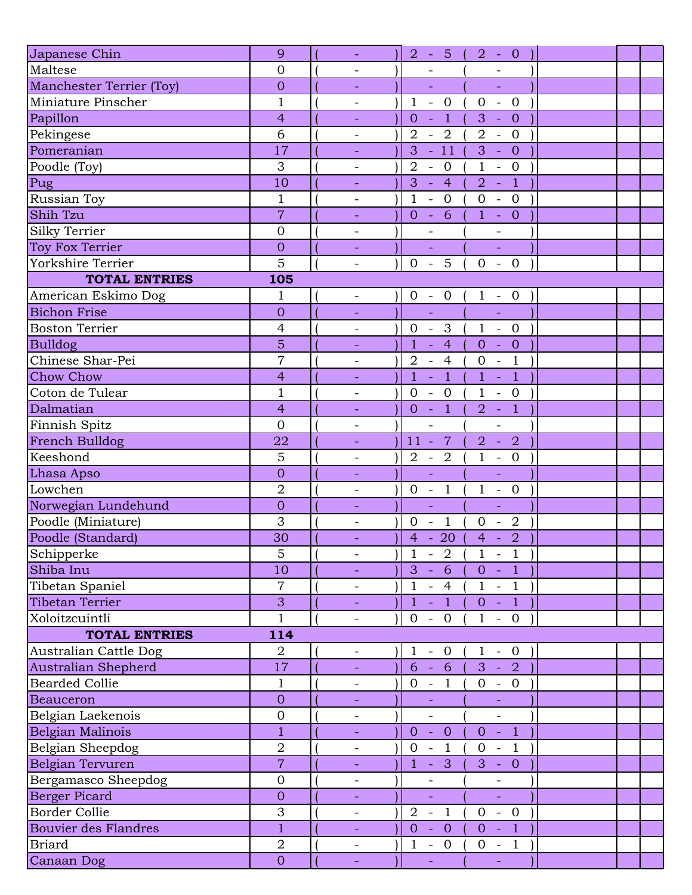| | | | | | |
|---|---|---|---|---|---|
| Japanese Chin | 9 | ( - ) | 2 - 5 ( 2 - 0 ) | | | |
| Maltese | 0 | ( - ) | - ( - ) | | | |
| Manchester Terrier (Toy) | 0 | ( - ) | - ( - ) | | | |
| Miniature Pinscher | 1 | ( - ) | 1 - 0 ( 0 - 0 ) | | | |
| Papillon | 4 | ( - ) | 0 - 1 ( 3 - 0 ) | | | |
| Pekingese | 6 | ( - ) | 2 - 2 ( 2 - 0 ) | | | |
| Pomeranian | 17 | ( - ) | 3 - 11 ( 3 - 0 ) | | | |
| Poodle (Toy) | 3 | ( - ) | 2 - 0 ( 1 - 0 ) | | | |
| Pug | 10 | ( - ) | 3 - 4 ( 2 - 1 ) | | | |
| Russian Toy | 1 | ( - ) | 1 - 0 ( 0 - 0 ) | | | |
| Shih Tzu | 7 | ( - ) | 0 - 6 ( 1 - 0 ) | | | |
| Silky Terrier | 0 | ( - ) | - ( - ) | | | |
| Toy Fox Terrier | 0 | ( - ) | - ( - ) | | | |
| Yorkshire Terrier | 5 | ( - ) | 0 - 5 ( 0 - 0 ) | | | |
| **TOTAL ENTRIES** | **105** | | | | | |
| American Eskimo Dog | 1 | ( - ) | 0 - 0 ( 1 - 0 ) | | | |
| Bichon Frise | 0 | ( - ) | - ( - ) | | | |
| Boston Terrier | 4 | ( - ) | 0 - 3 ( 1 - 0 ) | | | |
| Bulldog | 5 | ( - ) | 1 - 4 ( 0 - 0 ) | | | |
| Chinese Shar-Pei | 7 | ( - ) | 2 - 4 ( 0 - 1 ) | | | |
| Chow Chow | 4 | ( - ) | 1 - 1 ( 1 - 1 ) | | | |
| Coton de Tulear | 1 | ( - ) | 0 - 0 ( 1 - 0 ) | | | |
| Dalmatian | 4 | ( - ) | 0 - 1 ( 2 - 1 ) | | | |
| Finnish Spitz | 0 | ( - ) | - ( - ) | | | |
| French Bulldog | 22 | ( - ) | 11 - 7 ( 2 - 2 ) | | | |
| Keeshond | 5 | ( - ) | 2 - 2 ( 1 - 0 ) | | | |
| Lhasa Apso | 0 | ( - ) | - ( - ) | | | |
| Lowchen | 2 | ( - ) | 0 - 1 ( 1 - 0 ) | | | |
| Norwegian Lundehund | 0 | ( - ) | - ( - ) | | | |
| Poodle (Miniature) | 3 | ( - ) | 0 - 1 ( 0 - 2 ) | | | |
| Poodle (Standard) | 30 | ( - ) | 4 - 20 ( 4 - 2 ) | | | |
| Schipperke | 5 | ( - ) | 1 - 2 ( 1 - 1 ) | | | |
| Shiba Inu | 10 | ( - ) | 3 - 6 ( 0 - 1 ) | | | |
| Tibetan Spaniel | 7 | ( - ) | 1 - 4 ( 1 - 1 ) | | | |
| Tibetan Terrier | 3 | ( - ) | 1 - 1 ( 0 - 1 ) | | | |
| Xoloitzcuintli | 1 | ( - ) | 0 - 0 ( 1 - 0 ) | | | |
| **TOTAL ENTRIES** | **114** | | | | | |
| Australian Cattle Dog | 2 | ( - ) | 1 - 0 ( 1 - 0 ) | | | |
| Australian Shepherd | 17 | ( - ) | 6 - 6 ( 3 - 2 ) | | | |
| Bearded Collie | 1 | ( - ) | 0 - 1 ( 0 - 0 ) | | | |
| Beauceron | 0 | ( - ) | - ( - ) | | | |
| Belgian Laekenois | 0 | ( - ) | - ( - ) | | | |
| Belgian Malinois | 1 | ( - ) | 0 - 0 ( 0 - 1 ) | | | |
| Belgian Sheepdog | 2 | ( - ) | 0 - 1 ( 0 - 1 ) | | | |
| Belgian Tervuren | 7 | ( - ) | 1 - 3 ( 3 - 0 ) | | | |
| Bergamasco Sheepdog | 0 | ( - ) | - ( - ) | | | |
| Berger Picard | 0 | ( - ) | - ( - ) | | | |
| Border Collie | 3 | ( - ) | 2 - 1 ( 0 - 0 ) | | | |
| Bouvier des Flandres | 1 | ( - ) | 0 - 0 ( 0 - 1 ) | | | |
| Briard | 2 | ( - ) | 1 - 0 ( 0 - 1 ) | | | |
| Canaan Dog | 0 | ( - ) | - ( - ) | | | |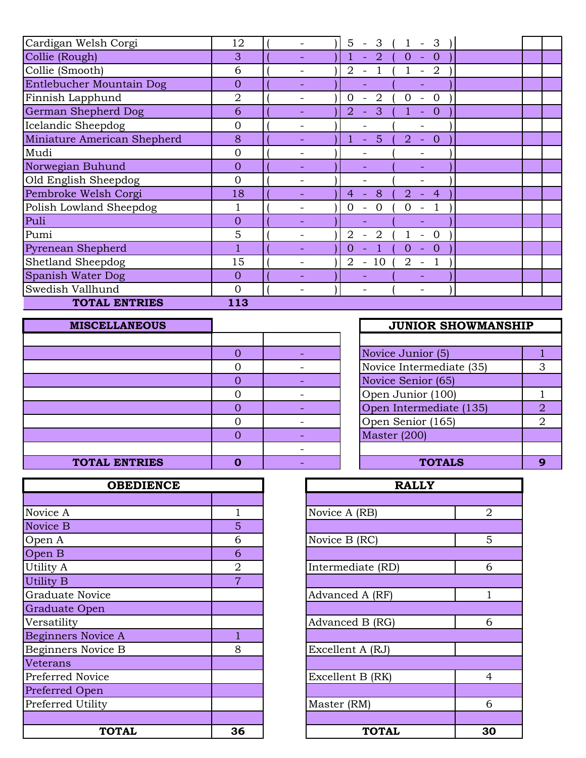| | | | | | | |
|---|---|---|---|---|---|---|
| Cardigan Welsh Corgi | 12 | ( - ) | 5 - 3 ( 1 - 3 ) | | | |
| Collie (Rough) | 3 | ( - ) | 1 - 2 ( 0 - 0 ) | | | |
| Collie (Smooth) | 6 | ( - ) | 2 - 1 ( 1 - 2 ) | | | |
| Entlebucher Mountain Dog | 0 | ( - ) | - ( - ) | | | |
| Finnish Lapphund | 2 | ( - ) | 0 - 2 ( 0 - 0 ) | | | |
| German Shepherd Dog | 6 | ( - ) | 2 - 3 ( 1 - 0 ) | | | |
| Icelandic Sheepdog | 0 | ( - ) | - ( - ) | | | |
| Miniature American Shepherd | 8 | ( - ) | 1 - 5 ( 2 - 0 ) | | | |
| Mudi | 0 | ( - ) | - ( - ) | | | |
| Norwegian Buhund | 0 | ( - ) | - ( - ) | | | |
| Old English Sheepdog | 0 | ( - ) | - ( - ) | | | |
| Pembroke Welsh Corgi | 18 | ( - ) | 4 - 8 ( 2 - 4 ) | | | |
| Polish Lowland Sheepdog | 1 | ( - ) | 0 - 0 ( 0 - 1 ) | | | |
| Puli | 0 | ( - ) | - ( - ) | | | |
| Pumi | 5 | ( - ) | 2 - 2 ( 1 - 0 ) | | | |
| Pyrenean Shepherd | 1 | ( - ) | 0 - 1 ( 0 - 0 ) | | | |
| Shetland Sheepdog | 15 | ( - ) | 2 - 10 ( 2 - 1 ) | | | |
| Spanish Water Dog | 0 | ( - ) | - ( - ) | | | |
| Swedish Vallhund | 0 | ( - ) | - ( - ) | | | |
| **TOTAL ENTRIES** | **113** | | | | | |

| MISCELLANEOUS | | |
|---|---|---|
| | | |
| | 0 | - |
| | 0 | - |
| | 0 | - |
| | 0 | - |
| | 0 | - |
| | 0 | - |
| | 0 | - |
| | | - |
| **TOTAL ENTRIES** | **0** | - |

| JUNIOR SHOWMANSHIP | |
|---|---|
| | |
| Novice Junior (5) | 1 |
| Novice Intermediate (35) | 3 |
| Novice Senior (65) | |
| Open Junior (100) | 1 |
| Open Intermediate (135) | 2 |
| Open Senior (165) | 2 |
| Master (200) | |
| | |
| **TOTALS** | **9** |

| OBEDIENCE | |
|---|---|
| | |
| Novice A | 1 |
| Novice B | 5 |
| Open A | 6 |
| Open B | 6 |
| Utility A | 2 |
| Utility B | 7 |
| Graduate Novice | |
| Graduate Open | |
| Versatility | |
| Beginners Novice A | 1 |
| Beginners Novice B | 8 |
| Veterans | |
| Preferred Novice | |
| Preferred Open | |
| Preferred Utility | |
| | |
| **TOTAL** | **36** |

| RALLY | |
|---|---|
| | |
| Novice A (RB) | 2 |
| | |
| Novice B (RC) | 5 |
| | |
| Intermediate (RD) | 6 |
| | |
| Advanced A (RF) | 1 |
| | |
| Advanced B (RG) | 6 |
| | |
| Excellent A (RJ) | |
| | |
| Excellent B (RK) | 4 |
| | |
| Master (RM) | 6 |
| | |
| **TOTAL** | **30** |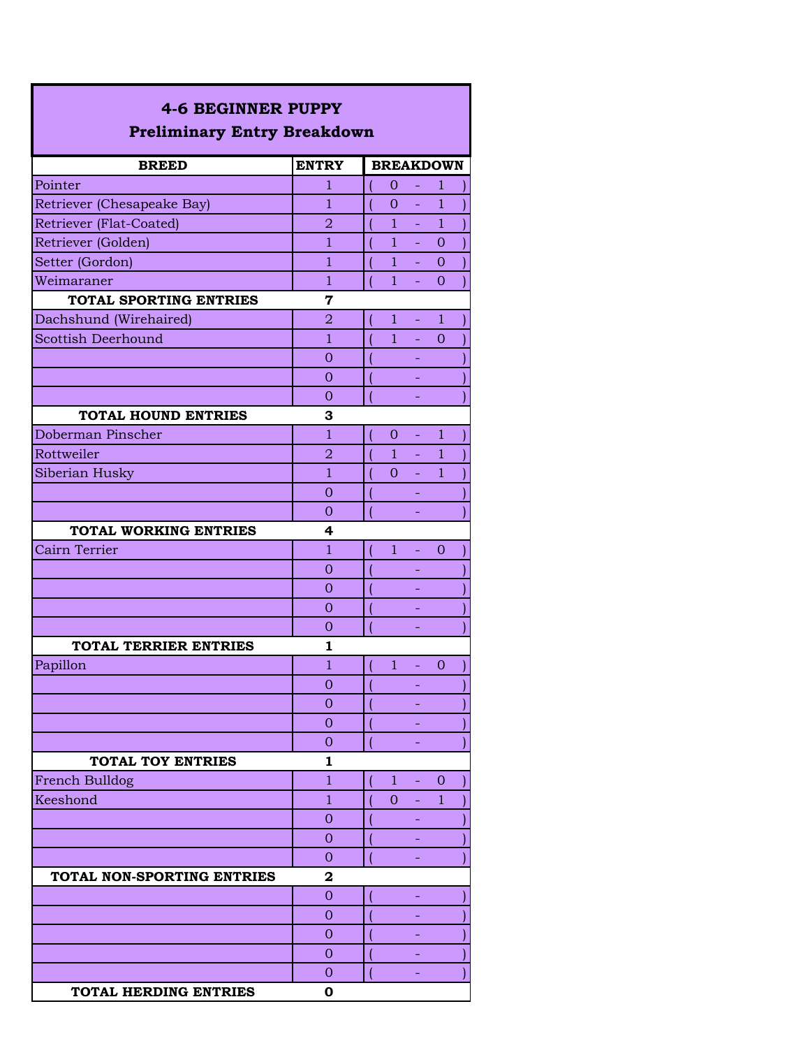## 4-6 BEGINNER PUPPY

### Preliminary Entry Breakdown

| BREED | ENTRY | BREAKDOWN |
|---|---|---|
| Pointer | 1 | ( 0 - 1 ) |
| Retriever (Chesapeake Bay) | 1 | ( 0 - 1 ) |
| Retriever (Flat-Coated) | 2 | ( 1 - 1 ) |
| Retriever (Golden) | 1 | ( 1 - 0 ) |
| Setter (Gordon) | 1 | ( 1 - 0 ) |
| Weimaraner | 1 | ( 1 - 0 ) |
| **TOTAL SPORTING ENTRIES** | **7** | |
| Dachshund (Wirehaired) | 2 | ( 1 - 1 ) |
| Scottish Deerhound | 1 | ( 1 - 0 ) |
| | 0 | ( - ) |
| | 0 | ( - ) |
| | 0 | ( - ) |
| **TOTAL HOUND ENTRIES** | **3** | |
| Doberman Pinscher | 1 | ( 0 - 1 ) |
| Rottweiler | 2 | ( 1 - 1 ) |
| Siberian Husky | 1 | ( 0 - 1 ) |
| | 0 | ( - ) |
| | 0 | ( - ) |
| **TOTAL WORKING ENTRIES** | **4** | |
| Cairn Terrier | 1 | ( 1 - 0 ) |
| | 0 | ( - ) |
| | 0 | ( - ) |
| | 0 | ( - ) |
| | 0 | ( - ) |
| **TOTAL TERRIER ENTRIES** | **1** | |
| Papillon | 1 | ( 1 - 0 ) |
| | 0 | ( - ) |
| | 0 | ( - ) |
| | 0 | ( - ) |
| | 0 | ( - ) |
| **TOTAL TOY ENTRIES** | **1** | |
| French Bulldog | 1 | ( 1 - 0 ) |
| Keeshond | 1 | ( 0 - 1 ) |
| | 0 | ( - ) |
| | 0 | ( - ) |
| | 0 | ( - ) |
| **TOTAL NON-SPORTING ENTRIES** | **2** | |
| | 0 | ( - ) |
| | 0 | ( - ) |
| | 0 | ( - ) |
| | 0 | ( - ) |
| | 0 | ( - ) |
| **TOTAL HERDING ENTRIES** | **0** | |